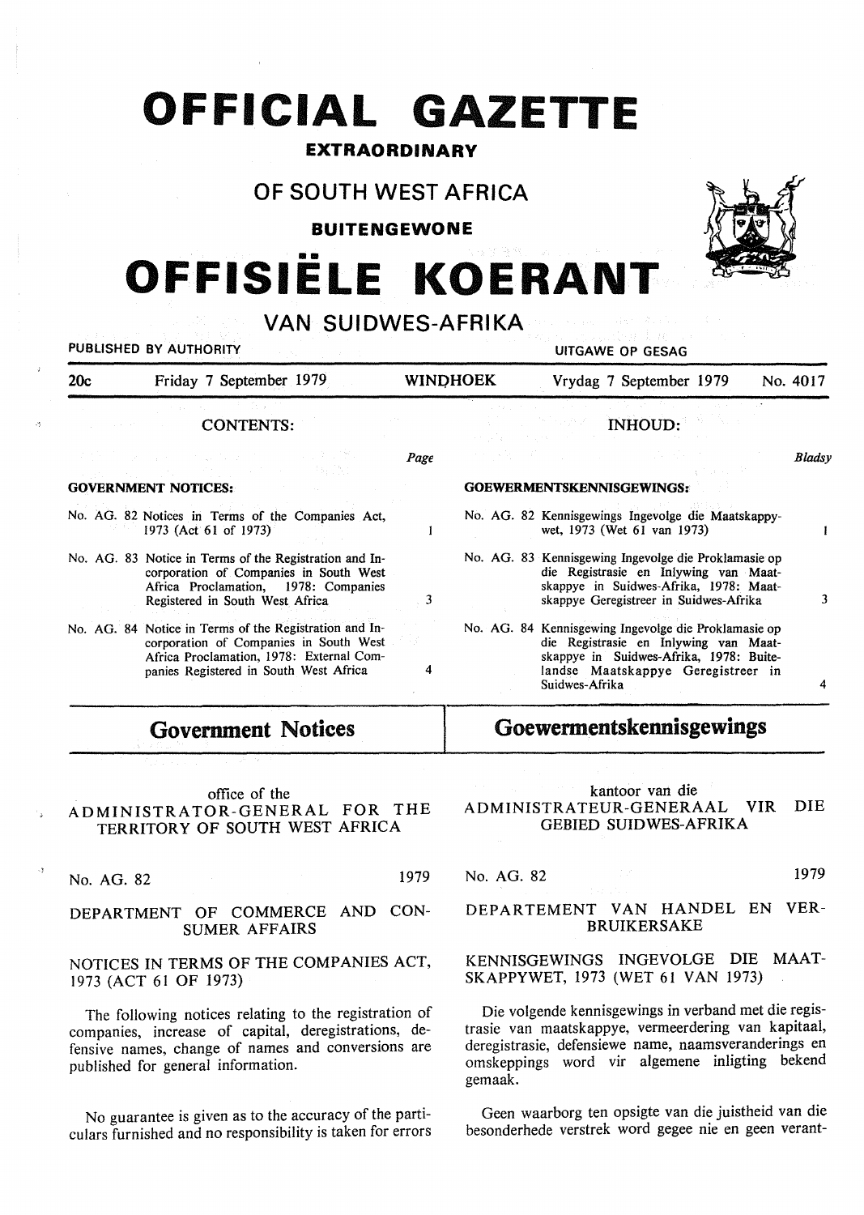# OFFICIAL GAZETTE

**EXTRAORDINARY**

## OF SOUTH WEST AFRICA

**BUITENGEWONE**

# OFFISIËLE KOERANT

## VAN SUIDWES-AFRIKA

PUBLISHED BY AUTHORITY — UITGAWE OP GESAG

20c — Friday 7 September 1979 — WINDHOEK — Vrydag 7 September 1979 — No. 4017

### CONTENTS:

| | Page |
|---|---|
| **GOVERNMENT NOTICES:** | |
| No. AG. 82 Notices in Terms of the Companies Act, 1973 (Act 61 of 1973) | 1 |
| No. AG. 83 Notice in Terms of the Registration and Incorporation of Companies in South West Africa Proclamation, 1978: Companies Registered in South West Africa | 3 |
| No. AG. 84 Notice in Terms of the Registration and Incorporation of Companies in South West Africa Proclamation, 1978: External Companies Registered in South West Africa | 4 |

### INHOUD:

| | Bladsy |
|---|---|
| **GOEWERMENTSKENNISGEWINGS:** | |
| No. AG. 82 Kennisgewings Ingevolge die Maatskappywet, 1973 (Wet 61 van 1973) | 1 |
| No. AG. 83 Kennisgewing Ingevolge die Proklamasie op die Registrasie en Inlywing van Maatskappye in Suidwes-Afrika, 1978: Maatskappye Geregistreer in Suidwes-Afrika | 3 |
| No. AG. 84 Kennisgewing Ingevolge die Proklamasie op die Registrasie en Inlywing van Maatskappye in Suidwes-Afrika, 1978: Buitelandse Maatskappye Geregistreer in Suidwes-Afrika | 4 |

## Government Notices

office of the
ADMINISTRATOR-GENERAL FOR THE TERRITORY OF SOUTH WEST AFRICA

No. AG. 82 — 1979

DEPARTMENT OF COMMERCE AND CONSUMER AFFAIRS

NOTICES IN TERMS OF THE COMPANIES ACT, 1973 (ACT 61 OF 1973)

The following notices relating to the registration of companies, increase of capital, deregistrations, defensive names, change of names and conversions are published for general information.

No guarantee is given as to the accuracy of the particulars furnished and no responsibility is taken for errors

## Goewermentskennisgewings

kantoor van die
ADMINISTRATEUR-GENERAAL VIR DIE GEBIED SUIDWES-AFRIKA

No. AG. 82 — 1979

DEPARTEMENT VAN HANDEL EN VERBRUIKERSAKE

KENNISGEWINGS INGEVOLGE DIE MAATSKAPPYWET, 1973 (WET 61 VAN 1973)

Die volgende kennisgewings in verband met die registrasie van maatskappye, vermeerdering van kapitaal, deregistrasie, defensiewe name, naamsveranderings en omskeppings word vir algemene inligting bekend gemaak.

Geen waarborg ten opsigte van die juistheid van die besonderhede verstrek word gegee nie en geen verant-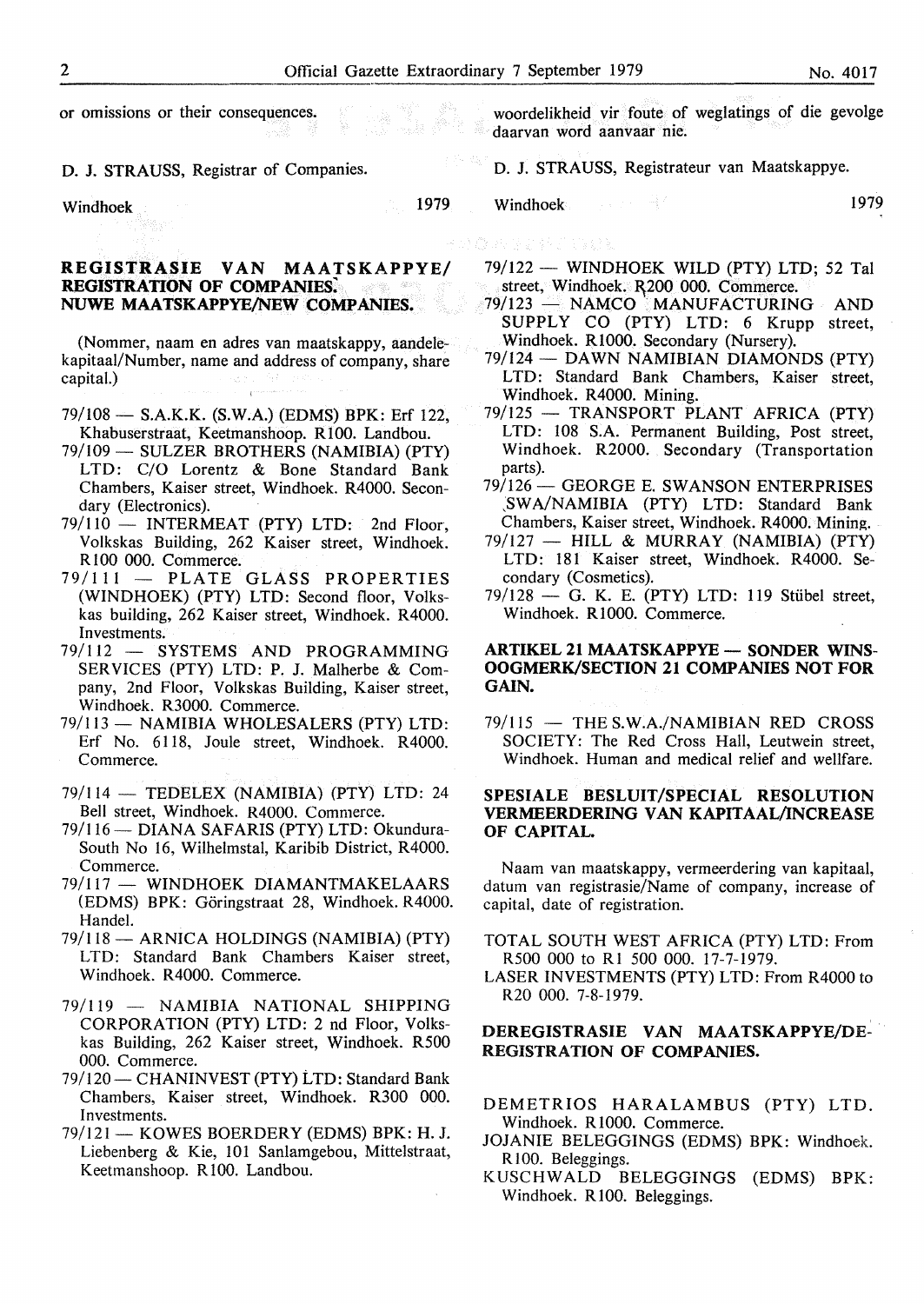or omissions or their consequences.

D. J. STRAUSS, Registrar of Companies.

Windhoek 1979

woordelikheid vir foute of weglatings of die gevolge daarvan word aanvaar nie.

D. J. STRAUSS, Registrateur van Maatskappye.

Windhoek 1979

## REGISTRASIE VAN MAATSKAPPYE/ REGISTRATION OF COMPANIES. NUWE MAATSKAPPYE/NEW COMPANIES.

(Nommer, naam en adres van maatskappy, aandelekapitaal/Number, name and address of company, share capital.)

79/108 — S.A.K.K. (S.W.A.) (EDMS) BPK: Erf 122, Khabuserstraat, Keetmanshoop. R100. Landbou.
79/109 — SULZER BROTHERS (NAMIBIA) (PTY) LTD: C/O Lorentz & Bone Standard Bank Chambers, Kaiser street, Windhoek. R4000. Secondary (Electronics).
79/110 — INTERMEAT (PTY) LTD: 2nd Floor, Volkskas Building, 262 Kaiser street, Windhoek. R100 000. Commerce.
79/111 — PLATE GLASS PROPERTIES (WINDHOEK) (PTY) LTD: Second floor, Volkskas building, 262 Kaiser street, Windhoek. R4000. Investments.
79/112 — SYSTEMS AND PROGRAMMING SERVICES (PTY) LTD: P. J. Malherbe & Company, 2nd Floor, Volkskas Building, Kaiser street, Windhoek. R3000. Commerce.
79/113 — NAMIBIA WHOLESALERS (PTY) LTD: Erf No. 6118, Joule street, Windhoek. R4000. Commerce.
79/114 — TEDELEX (NAMIBIA) (PTY) LTD: 24 Bell street, Windhoek. R4000. Commerce.
79/116 — DIANA SAFARIS (PTY) LTD: Okundura-South No 16, Wilhelmstal, Karibib District, R4000. Commerce.
79/117 — WINDHOEK DIAMANTMAKELAARS (EDMS) BPK: Göringstraat 28, Windhoek. R4000. Handel.
79/118 — ARNICA HOLDINGS (NAMIBIA) (PTY) LTD: Standard Bank Chambers Kaiser street, Windhoek. R4000. Commerce.
79/119 — NAMIBIA NATIONAL SHIPPING CORPORATION (PTY) LTD: 2 nd Floor, Volkskas Building, 262 Kaiser street, Windhoek. R500 000. Commerce.
79/120 — CHANINVEST (PTY) LTD: Standard Bank Chambers, Kaiser street, Windhoek. R300 000. Investments.
79/121 — KOWES BOERDERY (EDMS) BPK: H. J. Liebenberg & Kie, 101 Sanlamgebou, Mittelstraat, Keetmanshoop. R100. Landbou.
79/122 — WINDHOEK WILD (PTY) LTD; 52 Tal street, Windhoek. R200 000. Commerce.
79/123 — NAMCO MANUFACTURING AND SUPPLY CO (PTY) LTD: 6 Krupp street, Windhoek. R1000. Secondary (Nursery).
79/124 — DAWN NAMIBIAN DIAMONDS (PTY) LTD: Standard Bank Chambers, Kaiser street, Windhoek. R4000. Mining.
79/125 — TRANSPORT PLANT AFRICA (PTY) LTD: 108 S.A. Permanent Building, Post street, Windhoek. R2000. Secondary (Transportation parts).
79/126 — GEORGE E. SWANSON ENTERPRISES SWA/NAMIBIA (PTY) LTD: Standard Bank Chambers, Kaiser street, Windhoek. R4000. Mining.
79/127 — HILL & MURRAY (NAMIBIA) (PTY) LTD: 181 Kaiser street, Windhoek. R4000. Secondary (Cosmetics).
79/128 — G. K. E. (PTY) LTD: 119 Stübel street, Windhoek. R1000. Commerce.

## ARTIKEL 21 MAATSKAPPYE — SONDER WINSOOGMERK/SECTION 21 COMPANIES NOT FOR GAIN.

79/115 — THE S.W.A./NAMIBIAN RED CROSS SOCIETY: The Red Cross Hall, Leutwein street, Windhoek. Human and medical relief and wellfare.

## SPESIALE BESLUIT/SPECIAL RESOLUTION VERMEERDERING VAN KAPITAAL/INCREASE OF CAPITAL.

Naam van maatskappy, vermeerdering van kapitaal, datum van registrasie/Name of company, increase of capital, date of registration.

TOTAL SOUTH WEST AFRICA (PTY) LTD: From R500 000 to R1 500 000. 17-7-1979.
LASER INVESTMENTS (PTY) LTD: From R4000 to R20 000. 7-8-1979.

## DEREGISTRASIE VAN MAATSKAPPYE/DEREGISTRATION OF COMPANIES.

DEMETRIOS HARALAMBUS (PTY) LTD. Windhoek. R1000. Commerce.
JOJANIE BELEGGINGS (EDMS) BPK: Windhoek. R100. Beleggings.
KUSCHWALD BELEGGINGS (EDMS) BPK: Windhoek. R100. Beleggings.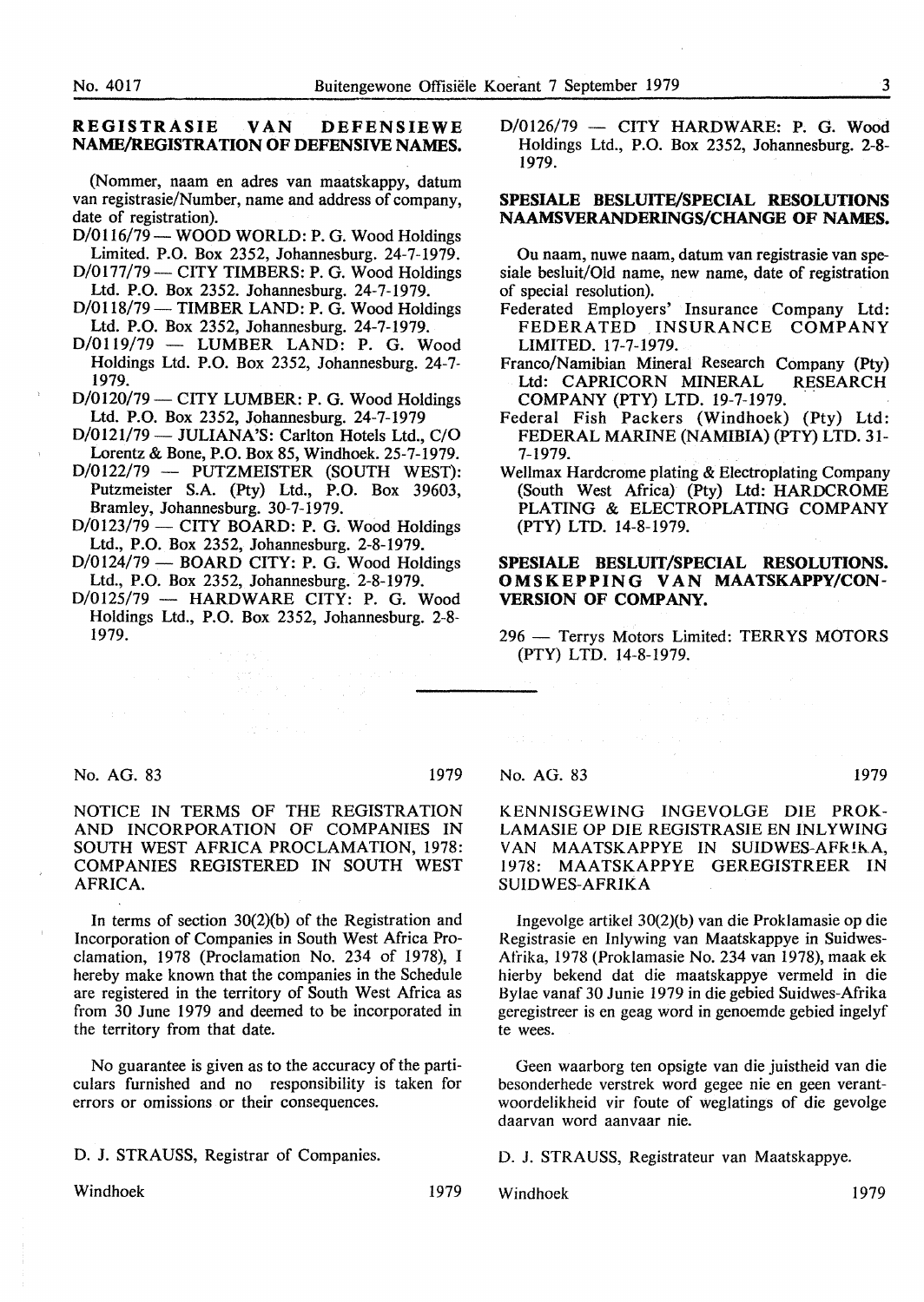## REGISTRASIE VAN DEFENSIEWE NAME/REGISTRATION OF DEFENSIVE NAMES.

(Nommer, naam en adres van maatskappy, datum van registrasie/Number, name and address of company, date of registration).

D/0116/79 — WOOD WORLD: P. G. Wood Holdings Limited. P.O. Box 2352, Johannesburg. 24-7-1979.
D/0177/79 — CITY TIMBERS: P. G. Wood Holdings Ltd. P.O. Box 2352. Johannesburg. 24-7-1979.
D/0118/79 — TIMBER LAND: P. G. Wood Holdings Ltd. P.O. Box 2352, Johannesburg. 24-7-1979.
D/0119/79 — LUMBER LAND: P. G. Wood Holdings Ltd. P.O. Box 2352, Johannesburg. 24-7-1979.
D/0120/79 — CITY LUMBER: P. G. Wood Holdings Ltd. P.O. Box 2352, Johannesburg. 24-7-1979
D/0121/79 — JULIANA'S: Carlton Hotels Ltd., C/O Lorentz & Bone, P.O. Box 85, Windhoek. 25-7-1979.
D/0122/79 — PUTZMEISTER (SOUTH WEST): Putzmeister S.A. (Pty) Ltd., P.O. Box 39603, Bramley, Johannesburg. 30-7-1979.
D/0123/79 — CITY BOARD: P. G. Wood Holdings Ltd., P.O. Box 2352, Johannesburg. 2-8-1979.
D/0124/79 — BOARD CITY: P. G. Wood Holdings Ltd., P.O. Box 2352, Johannesburg. 2-8-1979.
D/0125/79 — HARDWARE CITY: P. G. Wood Holdings Ltd., P.O. Box 2352, Johannesburg. 2-8-1979.
D/0126/79 — CITY HARDWARE: P. G. Wood Holdings Ltd., P.O. Box 2352, Johannesburg. 2-8-1979.

## SPESIALE BESLUITE/SPECIAL RESOLUTIONS NAAMSVERANDERINGS/CHANGE OF NAMES.

Ou naam, nuwe naam, datum van registrasie van spesiale besluit/Old name, new name, date of registration of special resolution).

Federated Employers' Insurance Company Ltd: FEDERATED INSURANCE COMPANY LIMITED. 17-7-1979.
Franco/Namibian Mineral Research Company (Pty) Ltd: CAPRICORN MINERAL RESEARCH COMPANY (PTY) LTD. 19-7-1979.
Federal Fish Packers (Windhoek) (Pty) Ltd: FEDERAL MARINE (NAMIBIA) (PTY) LTD. 31-7-1979.
Wellmax Hardcrome plating & Electroplating Company (South West Africa) (Pty) Ltd: HARDCROME PLATING & ELECTROPLATING COMPANY (PTY) LTD. 14-8-1979.

## SPESIALE BESLUIT/SPECIAL RESOLUTIONS. OMSKEPPING VAN MAATSKAPPY/CONVERSION OF COMPANY.

296 — Terrys Motors Limited: TERRYS MOTORS (PTY) LTD. 14-8-1979.

---

No. AG. 83 1979

NOTICE IN TERMS OF THE REGISTRATION AND INCORPORATION OF COMPANIES IN SOUTH WEST AFRICA PROCLAMATION, 1978: COMPANIES REGISTERED IN SOUTH WEST AFRICA.

In terms of section 30(2)(b) of the Registration and Incorporation of Companies in South West Africa Proclamation, 1978 (Proclamation No. 234 of 1978), I hereby make known that the companies in the Schedule are registered in the territory of South West Africa as from 30 June 1979 and deemed to be incorporated in the territory from that date.

No guarantee is given as to the accuracy of the particulars furnished and no responsibility is taken for errors or omissions or their consequences.

D. J. STRAUSS, Registrar of Companies.

Windhoek 1979

No. AG. 83 1979

KENNISGEWING INGEVOLGE DIE PROKLAMASIE OP DIE REGISTRASIE EN INLYWING VAN MAATSKAPPYE IN SUIDWES-AFRIKA, 1978: MAATSKAPPYE GEREGISTREER IN SUIDWES-AFRIKA

Ingevolge artikel 30(2)(b) van die Proklamasie op die Registrasie en Inlywing van Maatskappye in Suidwes-Afrika, 1978 (Proklamasie No. 234 van 1978), maak ek hierby bekend dat die maatskappye vermeld in die Bylae vanaf 30 Junie 1979 in die gebied Suidwes-Afrika geregistreer is en geag word in genoemde gebied ingelyf te wees.

Geen waarborg ten opsigte van die juistheid van die besonderhede verstrek word gegee nie en geen verantwoordelikheid vir foute of weglatings of die gevolge daarvan word aanvaar nie.

D. J. STRAUSS, Registrateur van Maatskappye.

Windhoek 1979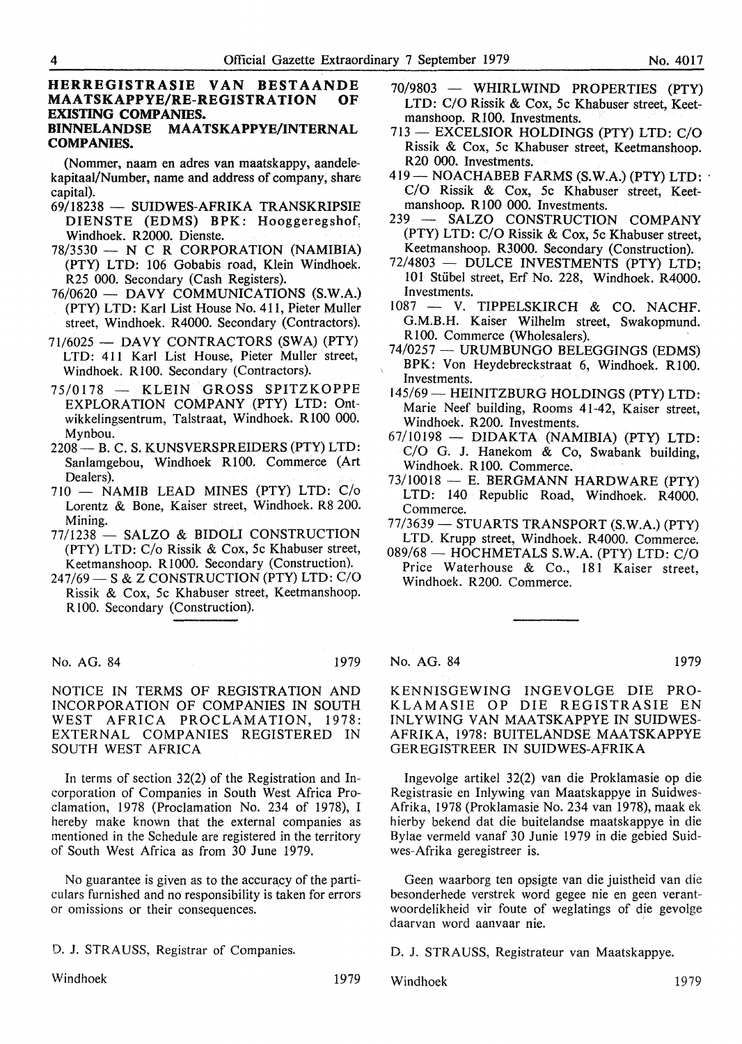## HERREGISTRASIE VAN BESTAANDE MAATSKAPPYE/RE-REGISTRATION OF EXISTING COMPANIES.
## BINNELANDSE MAATSKAPPYE/INTERNAL COMPANIES.

(Nommer, naam en adres van maatskappy, aandelekapitaal/Number, name and address of company, share capital).

69/18238 — SUIDWES-AFRIKA TRANSKRIPSIE DIENSTE (EDMS) BPK: Hooggeregshof, Windhoek. R2000. Dienste.

78/3530 — N C R CORPORATION (NAMIBIA) (PTY) LTD: 106 Gobabis road, Klein Windhoek. R25 000. Secondary (Cash Registers).

76/0620 — DAVY COMMUNICATIONS (S.W.A.) (PTY) LTD: Karl List House No. 411, Pieter Muller street, Windhoek. R4000. Secondary (Contractors).

71/6025 — DAVY CONTRACTORS (SWA) (PTY) LTD: 411 Karl List House, Pieter Muller street, Windhoek. R100. Secondary (Contractors).

75/0178 — KLEIN GROSS SPITZKOPPE EXPLORATION COMPANY (PTY) LTD: Ontwikkelingsentrum, Talstraat, Windhoek. R100 000. Mynbou.

2208 — B. C. S. KUNSVERSPREIDERS (PTY) LTD: Sanlamgebou, Windhoek R100. Commerce (Art Dealers).

710 — NAMIB LEAD MINES (PTY) LTD: C/o Lorentz & Bone, Kaiser street, Windhoek. R8 200. Mining.

77/1238 — SALZO & BIDOLI CONSTRUCTION (PTY) LTD: C/o Rissik & Cox, 5c Khabuser street, Keetmanshoop. R1000. Secondary (Construction).

247/69 — S & Z CONSTRUCTION (PTY) LTD: C/O Rissik & Cox, 5c Khabuser street, Keetmanshoop. R100. Secondary (Construction).

70/9803 — WHIRLWIND PROPERTIES (PTY) LTD: C/O Rissik & Cox, 5c Khabuser street, Keetmanshoop. R100. Investments.

713 — EXCELSIOR HOLDINGS (PTY) LTD: C/O Rissik & Cox, 5c Khabuser street, Keetmanshoop. R20 000. Investments.

419 — NOACHABEB FARMS (S.W.A.) (PTY) LTD: C/O Rissik & Cox, 5c Khabuser street, Keetmanshoop. R100 000. Investments.

239 — SALZO CONSTRUCTION COMPANY (PTY) LTD: C/O Rissik & Cox, 5c Khabuser street, Keetmanshoop. R3000. Secondary (Construction).

72/4803 — DULCE INVESTMENTS (PTY) LTD; 101 Stübel street, Erf No. 228, Windhoek. R4000. Investments.

1087 — V. TIPPELSKIRCH & CO. NACHF. G.M.B.H. Kaiser Wilhelm street, Swakopmund. R100. Commerce (Wholesalers).

74/0257 — URUMBUNGO BELEGGINGS (EDMS) BPK: Von Heydebreckstraat 6, Windhoek. R100. Investments.

145/69 — HEINITZBURG HOLDINGS (PTY) LTD: Marie Neef building, Rooms 41-42, Kaiser street, Windhoek. R200. Investments.

67/10198 — DIDAKTA (NAMIBIA) (PTY) LTD: C/O G. J. Hanekom & Co, Swabank building, Windhoek. R100. Commerce.

73/10018 — E. BERGMANN HARDWARE (PTY) LTD: 140 Republic Road, Windhoek. R4000. Commerce.

77/3639 — STUARTS TRANSPORT (S.W.A.) (PTY) LTD. Krupp street, Windhoek. R4000. Commerce.

089/68 — HOCHMETALS S.W.A. (PTY) LTD: C/O Price Waterhouse & Co., 181 Kaiser street, Windhoek. R200. Commerce.

---

No. AG. 84 1979

NOTICE IN TERMS OF REGISTRATION AND INCORPORATION OF COMPANIES IN SOUTH WEST AFRICA PROCLAMATION, 1978: EXTERNAL COMPANIES REGISTERED IN SOUTH WEST AFRICA

In terms of section 32(2) of the Registration and Incorporation of Companies in South West Africa Proclamation, 1978 (Proclamation No. 234 of 1978), I hereby make known that the external companies as mentioned in the Schedule are registered in the territory of South West Africa as from 30 June 1979.

No guarantee is given as to the accuracy of the particulars furnished and no responsibility is taken for errors or omissions or their consequences.

D. J. STRAUSS, Registrar of Companies.

Windhoek 1979

---

No. AG. 84 1979

KENNISGEWING INGEVOLGE DIE PROKLAMASIE OP DIE REGISTRASIE EN INLYWING VAN MAATSKAPPYE IN SUIDWES-AFRIKA, 1978: BUITELANDSE MAATSKAPPYE GEREGISTREER IN SUIDWES-AFRIKA

Ingevolge artikel 32(2) van die Proklamasie op die Registrasie en Inlywing van Maatskappye in Suidwes-Afrika, 1978 (Proklamasie No. 234 van 1978), maak ek hierby bekend dat die buitelandse maatskappye in die Bylae vermeld vanaf 30 Junie 1979 in die gebied Suidwes-Afrika geregistreer is.

Geen waarborg ten opsigte van die juistheid van die besonderhede verstrek word gegee nie en geen verantwoordelikheid vir foute of weglatings of die gevolge daarvan word aanvaar nie.

D. J. STRAUSS, Registrateur van Maatskappye.

Windhoek 1979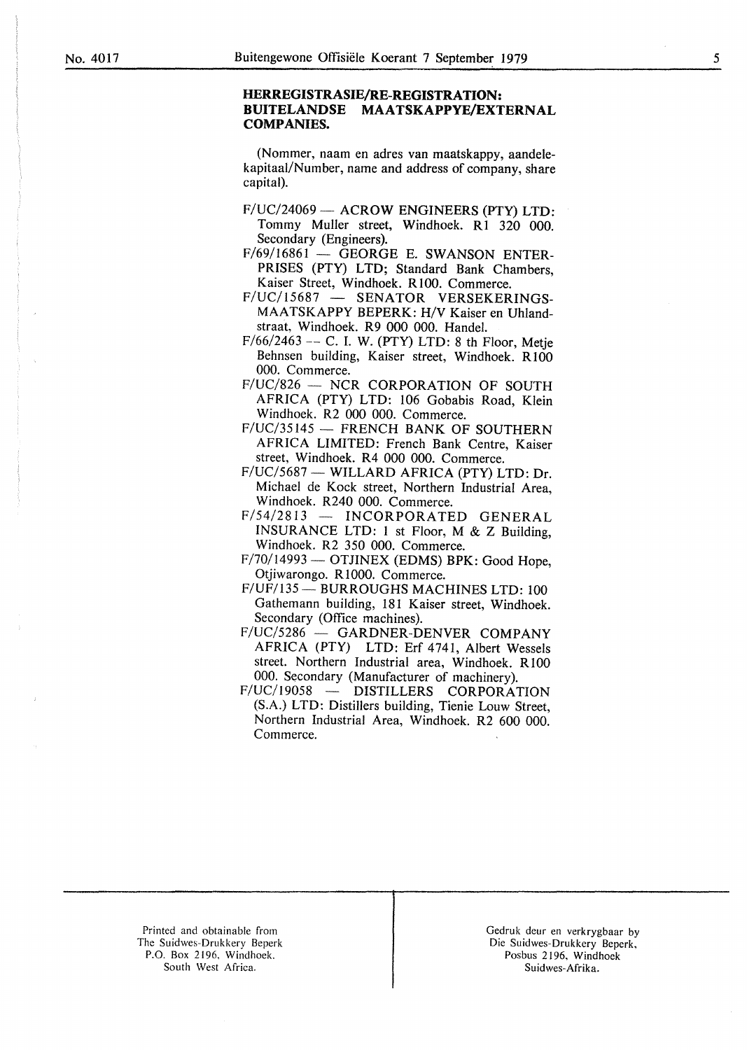## HERREGISTRASIE/RE-REGISTRATION: BUITELANDSE MAATSKAPPYE/EXTERNAL COMPANIES.

(Nommer, naam en adres van maatskappy, aandelekapitaal/Number, name and address of company, share capital).

F/UC/24069 — ACROW ENGINEERS (PTY) LTD: Tommy Muller street, Windhoek. R1 320 000. Secondary (Engineers).

F/69/16861 — GEORGE E. SWANSON ENTERPRISES (PTY) LTD; Standard Bank Chambers, Kaiser Street, Windhoek. R100. Commerce.

F/UC/15687 — SENATOR VERSEKERINGSMAATSKAPPY BEPERK: H/V Kaiser en Uhlandstraat, Windhoek. R9 000 000. Handel.

F/66/2463 — C. I. W. (PTY) LTD: 8 th Floor, Metje Behnsen building, Kaiser street, Windhoek. R100 000. Commerce.

F/UC/826 — NCR CORPORATION OF SOUTH AFRICA (PTY) LTD: 106 Gobabis Road, Klein Windhoek. R2 000 000. Commerce.

F/UC/35145 — FRENCH BANK OF SOUTHERN AFRICA LIMITED: French Bank Centre, Kaiser street, Windhoek. R4 000 000. Commerce.

F/UC/5687 — WILLARD AFRICA (PTY) LTD: Dr. Michael de Kock street, Northern Industrial Area, Windhoek. R240 000. Commerce.

F/54/2813 — INCORPORATED GENERAL INSURANCE LTD: 1 st Floor, M & Z Building, Windhoek. R2 350 000. Commerce.

F/70/14993 — OTJINEX (EDMS) BPK: Good Hope, Otjiwarongo. R1000. Commerce.

F/UF/135 — BURROUGHS MACHINES LTD: 100 Gathemann building, 181 Kaiser street, Windhoek. Secondary (Office machines).

F/UC/5286 — GARDNER-DENVER COMPANY AFRICA (PTY) LTD: Erf 4741, Albert Wessels street. Northern Industrial area, Windhoek. R100 000. Secondary (Manufacturer of machinery).

F/UC/19058 — DISTILLERS CORPORATION (S.A.) LTD: Distillers building, Tienie Louw Street, Northern Industrial Area, Windhoek. R2 600 000. Commerce.

Printed and obtainable from The Suidwes-Drukkery Beperk P.O. Box 2196, Windhoek. South West Africa.

Gedruk deur en verkrygbaar by Die Suidwes-Drukkery Beperk, Posbus 2196, Windhoek Suidwes-Afrika.